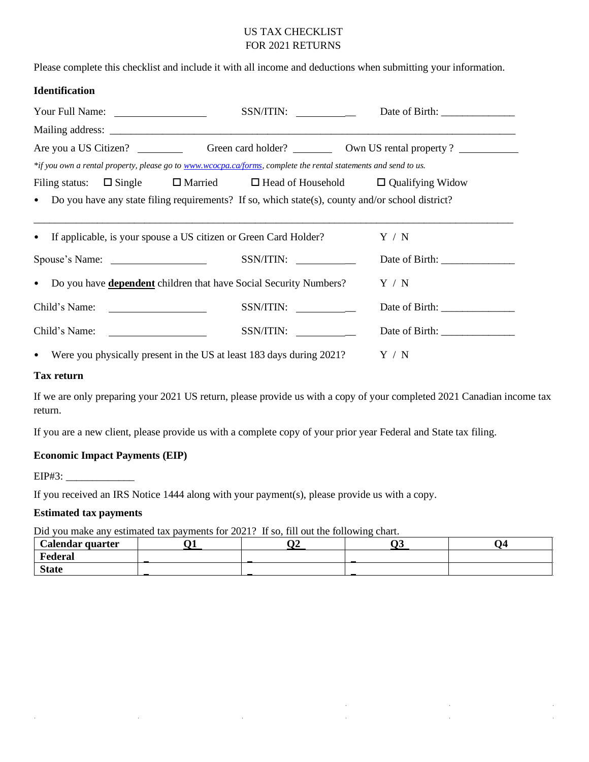# US TAX CHECKLIST
# FOR 2021 RETURNS

Please complete this checklist and include it with all income and deductions when submitting your information.

**Identification**

Your Full Name: ________________ SSN/ITIN: ____________ Date of Birth: ______________

Mailing address: ______________________________________________________________________

Are you a US Citizen? ________ Green card holder? _______ Own US rental property ? __________

*\*if you own a rental property, please go to [www.wcocpa.ca/forms](http://www.wcocpa.ca/forms), complete the rental statements and send to us.*

Filing status: ☐ Single ☐ Married ☐ Head of Household ☐ Qualifying Widow

- Do you have any state filing requirements? If so, which state(s), county and/or school district?

______________________________________________________________________________________

- If applicable, is your spouse a US citizen or Green Card Holder? Y / N

Spouse's Name: ________________ SSN/ITIN: ____________ Date of Birth: ______________

- Do you have **dependent** children that have Social Security Numbers? Y / N

Child's Name: ________________ SSN/ITIN: ____________ Date of Birth: ______________

Child's Name: ________________ SSN/ITIN: ____________ Date of Birth: ______________

- Were you physically present in the US at least 183 days during 2021? Y / N

**Tax return**

If we are only preparing your 2021 US return, please provide us with a copy of your completed 2021 Canadian income tax return.

If you are a new client, please provide us with a complete copy of your prior year Federal and State tax filing.

**Economic Impact Payments (EIP)**

EIP#3: _____________

If you received an IRS Notice 1444 along with your payment(s), please provide us with a copy.

**Estimated tax payments**

Did you make any estimated tax payments for 2021? If so, fill out the following chart.

| Calendar quarter | Q1 | Q2 | Q3 | Q4 |
|---|---|---|---|---|
| Federal | | | | |
| State | | | | |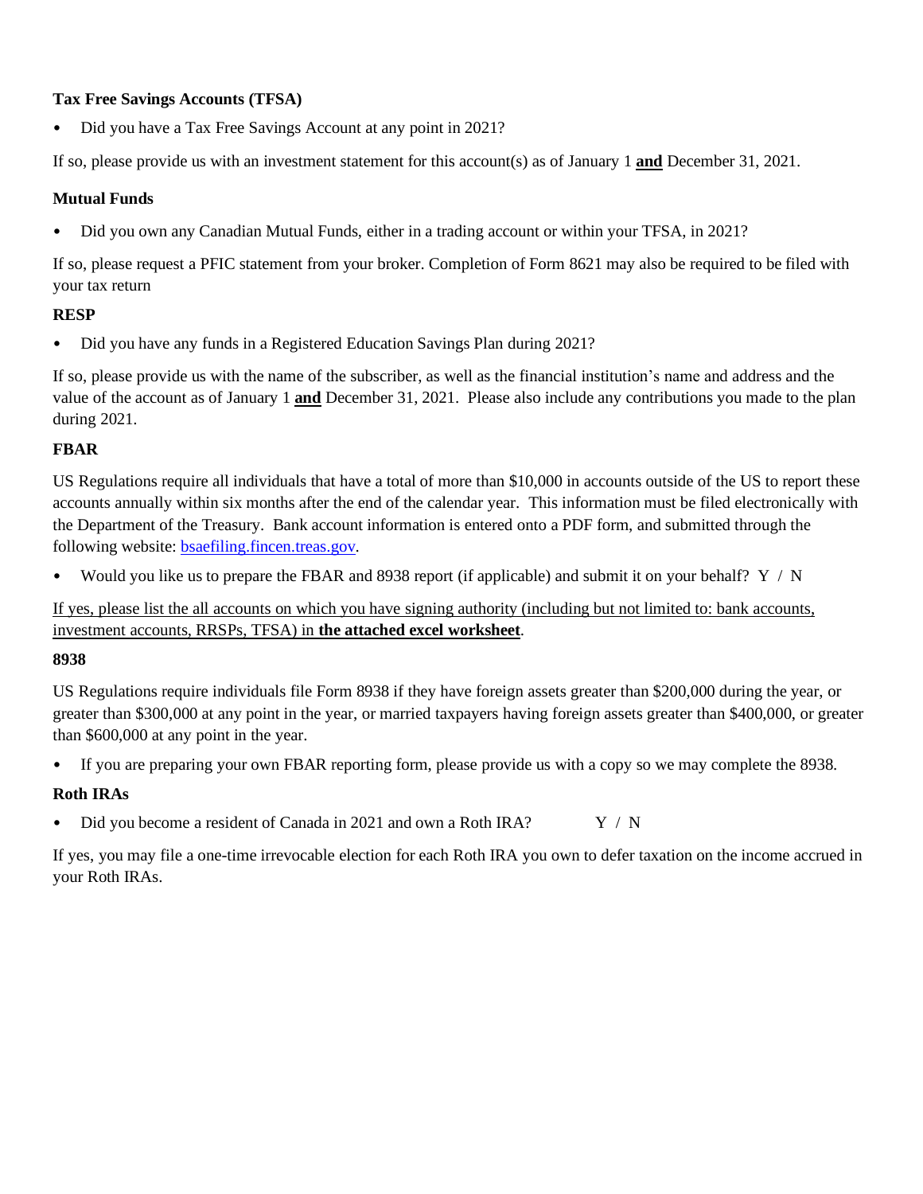**Tax Free Savings Accounts (TFSA)**

- Did you have a Tax Free Savings Account at any point in 2021?

If so, please provide us with an investment statement for this account(s) as of January 1 **and** December 31, 2021.

**Mutual Funds**

- Did you own any Canadian Mutual Funds, either in a trading account or within your TFSA, in 2021?

If so, please request a PFIC statement from your broker. Completion of Form 8621 may also be required to be filed with your tax return

**RESP**

- Did you have any funds in a Registered Education Savings Plan during 2021?

If so, please provide us with the name of the subscriber, as well as the financial institution's name and address and the value of the account as of January 1 **and** December 31, 2021. Please also include any contributions you made to the plan during 2021.

**FBAR**

US Regulations require all individuals that have a total of more than $10,000 in accounts outside of the US to report these accounts annually within six months after the end of the calendar year. This information must be filed electronically with the Department of the Treasury. Bank account information is entered onto a PDF form, and submitted through the following website: bsaefiling.fincen.treas.gov.

- Would you like us to prepare the FBAR and 8938 report (if applicable) and submit it on your behalf? Y / N

If yes, please list the all accounts on which you have signing authority (including but not limited to: bank accounts, investment accounts, RRSPs, TFSA) in **the attached excel worksheet**.

**8938**

US Regulations require individuals file Form 8938 if they have foreign assets greater than $200,000 during the year, or greater than $300,000 at any point in the year, or married taxpayers having foreign assets greater than $400,000, or greater than $600,000 at any point in the year.

- If you are preparing your own FBAR reporting form, please provide us with a copy so we may complete the 8938.

**Roth IRAs**

- Did you become a resident of Canada in 2021 and own a Roth IRA? Y / N

If yes, you may file a one-time irrevocable election for each Roth IRA you own to defer taxation on the income accrued in your Roth IRAs.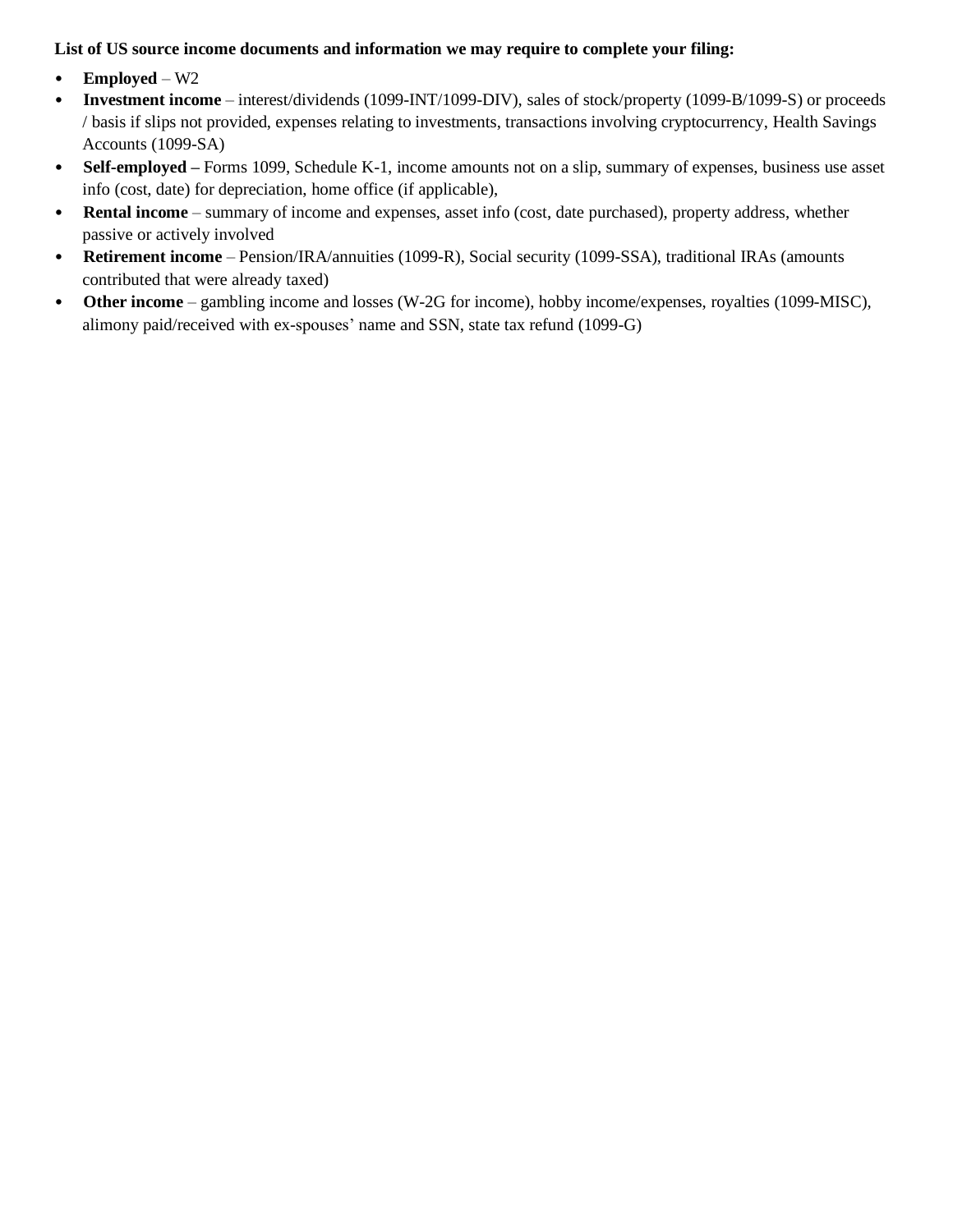**List of US source income documents and information we may require to complete your filing:**

- **Employed** – W2
- **Investment income** – interest/dividends (1099-INT/1099-DIV), sales of stock/property (1099-B/1099-S) or proceeds / basis if slips not provided, expenses relating to investments, transactions involving cryptocurrency, Health Savings Accounts (1099-SA)
- **Self-employed –** Forms 1099, Schedule K-1, income amounts not on a slip, summary of expenses, business use asset info (cost, date) for depreciation, home office (if applicable),
- **Rental income** – summary of income and expenses, asset info (cost, date purchased), property address, whether passive or actively involved
- **Retirement income** – Pension/IRA/annuities (1099-R), Social security (1099-SSA), traditional IRAs (amounts contributed that were already taxed)
- **Other income** – gambling income and losses (W-2G for income), hobby income/expenses, royalties (1099-MISC), alimony paid/received with ex-spouses' name and SSN, state tax refund (1099-G)